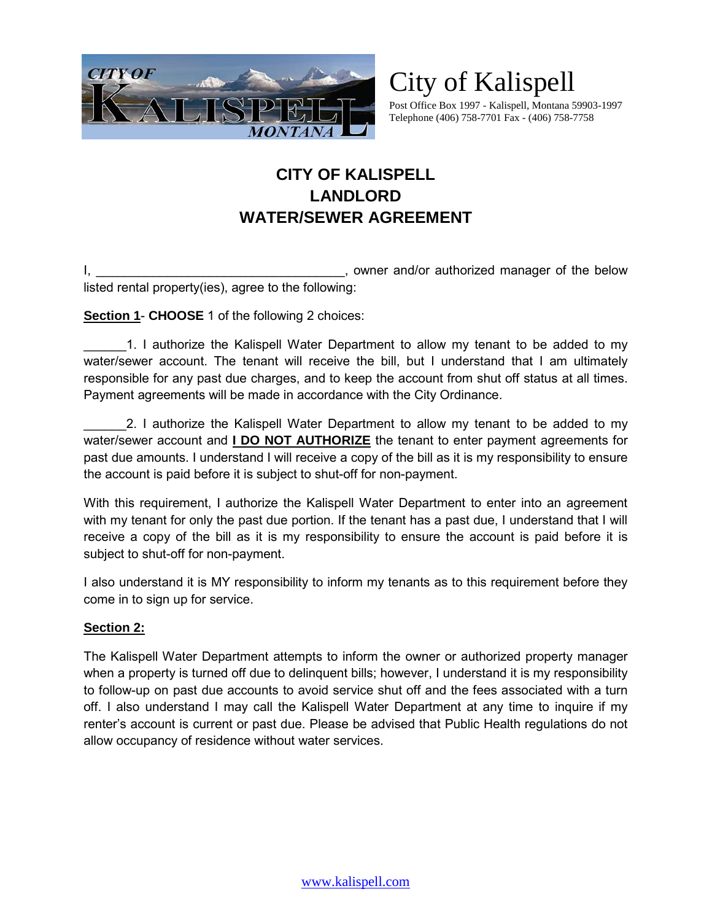# City of Kalispell

Post Office Box 1997 - Kalispell, Montana 59903-1997
Telephone (406) 758-7701 Fax - (406) 758-7758

## CITY OF KALISPELL
## LANDLORD
## WATER/SEWER AGREEMENT

I, ___________________________________, owner and/or authorized manager of the below listed rental property(ies), agree to the following:

**Section 1**- **CHOOSE** 1 of the following 2 choices:

______1. I authorize the Kalispell Water Department to allow my tenant to be added to my water/sewer account. The tenant will receive the bill, but I understand that I am ultimately responsible for any past due charges, and to keep the account from shut off status at all times. Payment agreements will be made in accordance with the City Ordinance.

______2. I authorize the Kalispell Water Department to allow my tenant to be added to my water/sewer account and **I DO NOT AUTHORIZE** the tenant to enter payment agreements for past due amounts. I understand I will receive a copy of the bill as it is my responsibility to ensure the account is paid before it is subject to shut-off for non-payment.

With this requirement, I authorize the Kalispell Water Department to enter into an agreement with my tenant for only the past due portion. If the tenant has a past due, I understand that I will receive a copy of the bill as it is my responsibility to ensure the account is paid before it is subject to shut-off for non-payment.

I also understand it is MY responsibility to inform my tenants as to this requirement before they come in to sign up for service.

**Section 2:**

The Kalispell Water Department attempts to inform the owner or authorized property manager when a property is turned off due to delinquent bills; however, I understand it is my responsibility to follow-up on past due accounts to avoid service shut off and the fees associated with a turn off. I also understand I may call the Kalispell Water Department at any time to inquire if my renter's account is current or past due. Please be advised that Public Health regulations do not allow occupancy of residence without water services.

www.kalispell.com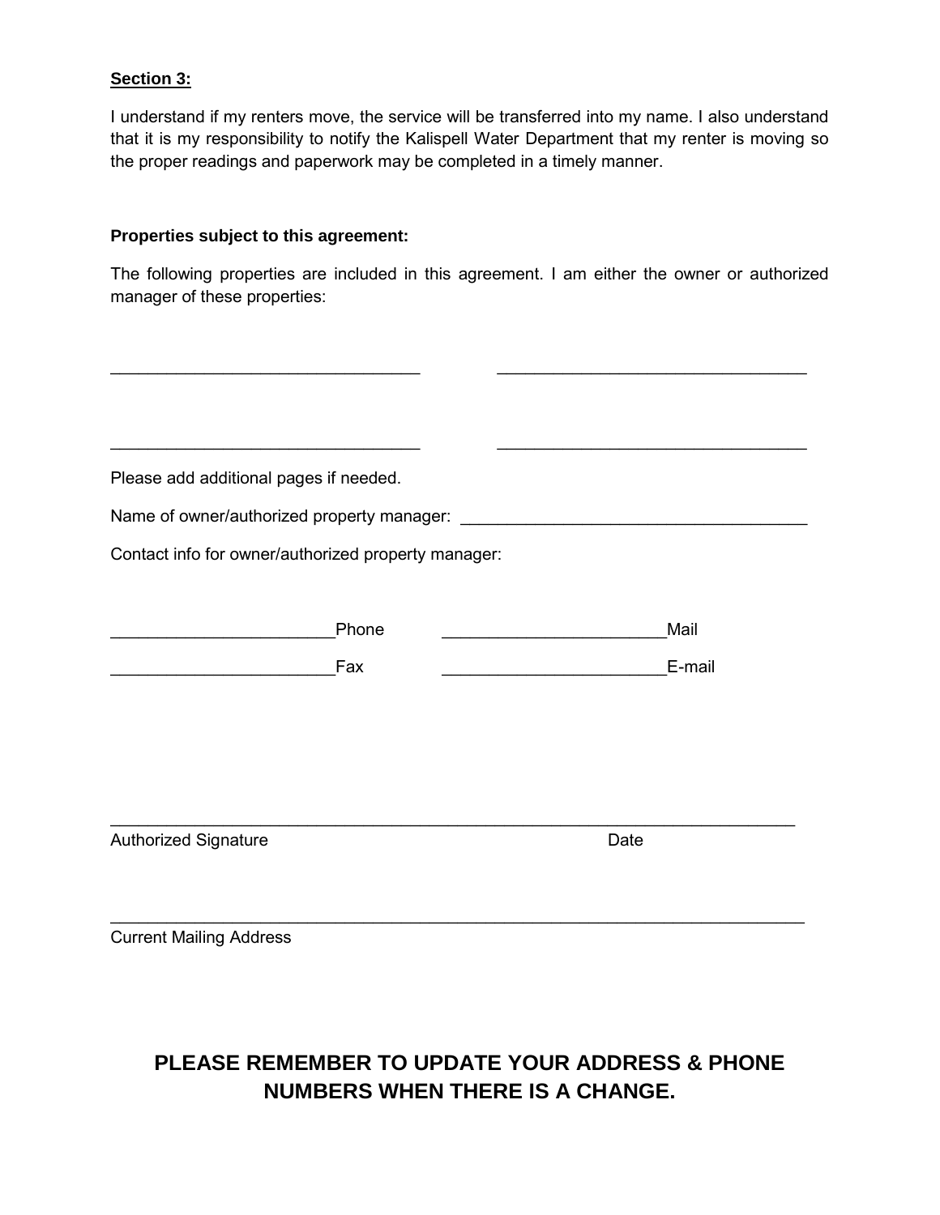**Section 3:**

I understand if my renters move, the service will be transferred into my name. I also understand that it is my responsibility to notify the Kalispell Water Department that my renter is moving so the proper readings and paperwork may be completed in a timely manner.

**Properties subject to this agreement:**

The following properties are included in this agreement. I am either the owner or authorized manager of these properties:

_________________________________ _________________________________

_________________________________ _________________________________

Please add additional pages if needed.

Name of owner/authorized property manager: ____________________________________

Contact info for owner/authorized property manager:

________________________Phone ________________________Mail

________________________Fax ________________________E-mail

_________________________________________________________________________

Authorized Signature Date

_________________________________________________________________________

Current Mailing Address

**PLEASE REMEMBER TO UPDATE YOUR ADDRESS & PHONE NUMBERS WHEN THERE IS A CHANGE.**